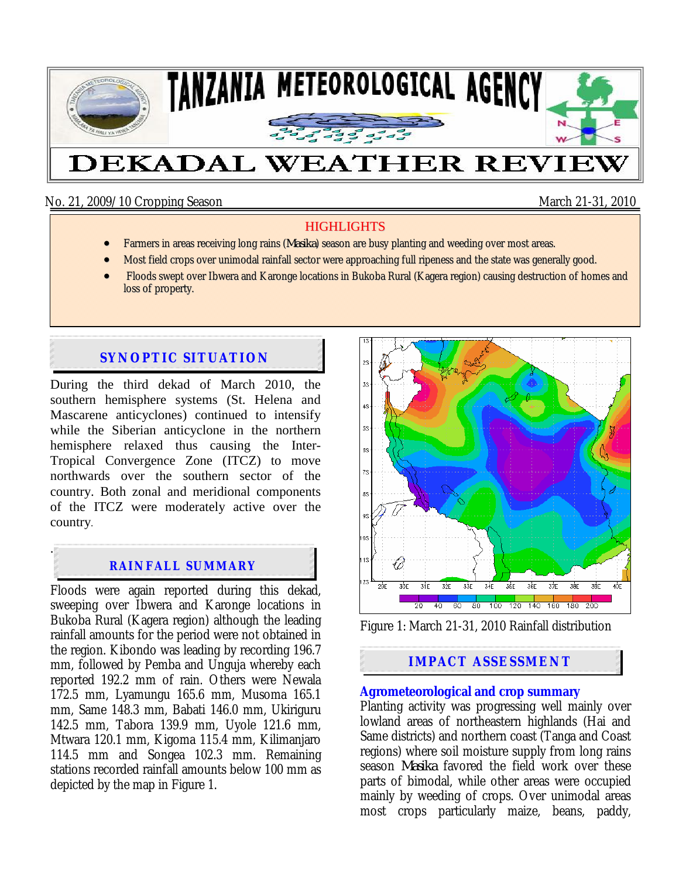# TANZANIA METEOROLOGICAL AGENCY

# DEKADAL WEATHER REVIEW

No. 21, 2009/10 Cropping Season — March 21-31, 2010

## HIGHLIGHTS

- Farmers in areas receiving long rains (*Masika*) season are busy planting and weeding over most areas.
- Most field crops over unimodal rainfall sector were approaching full ripeness and the state was generally good.
- Floods swept over Ibwera and Karonge locations in Bukoba Rural (Kagera region) causing destruction of homes and loss of property.

## SYNOPTIC SITUATION

During the third dekad of March 2010, the southern hemisphere systems (St. Helena and Mascarene anticyclones) continued to intensify while the Siberian anticyclone in the northern hemisphere relaxed thus causing the Inter-Tropical Convergence Zone (ITCZ) to move northwards over the southern sector of the country. Both zonal and meridional components of the ITCZ were moderately active over the country.

## RAINFALL SUMMARY

Floods were again reported during this dekad, sweeping over Ibwera and Karonge locations in Bukoba Rural (Kagera region) although the leading rainfall amounts for the period were not obtained in the region. Kibondo was leading by recording 196.7 mm, followed by Pemba and Unguja whereby each reported 192.2 mm of rain. Others were Newala 172.5 mm, Lyamungu 165.6 mm, Musoma 165.1 mm, Same 148.3 mm, Babati 146.0 mm, Ukiriguru 142.5 mm, Tabora 139.9 mm, Uyole 121.6 mm, Mtwara 120.1 mm, Kigoma 115.4 mm, Kilimanjaro 114.5 mm and Songea 102.3 mm. Remaining stations recorded rainfall amounts below 100 mm as depicted by the map in Figure 1.

Figure 1: March 21-31, 2010 Rainfall distribution

## IMPACT ASSESSMENT

### Agrometeorological and crop summary

Planting activity was progressing well mainly over lowland areas of northeastern highlands (Hai and Same districts) and northern coast (Tanga and Coast regions) where soil moisture supply from long rains season *Masika* favored the field work over these parts of bimodal, while other areas were occupied mainly by weeding of crops. Over unimodal areas most crops particularly maize, beans, paddy,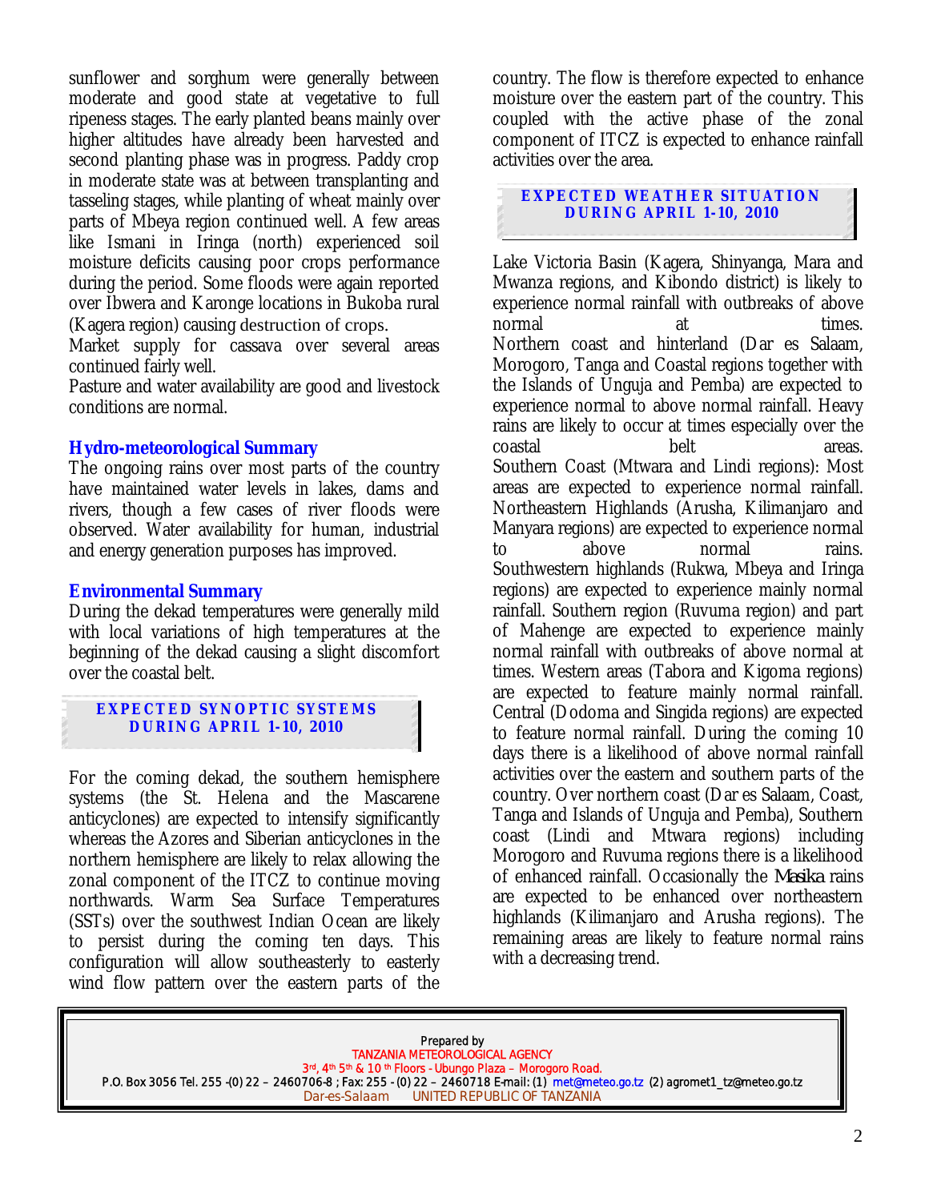sunflower and sorghum were generally between moderate and good state at vegetative to full ripeness stages. The early planted beans mainly over higher altitudes have already been harvested and second planting phase was in progress. Paddy crop in moderate state was at between transplanting and tasseling stages, while planting of wheat mainly over parts of Mbeya region continued well. A few areas like Ismani in Iringa (north) experienced soil moisture deficits causing poor crops performance during the period. Some floods were again reported over Ibwera and Karonge locations in Bukoba rural (Kagera region) causing destruction of crops.

Market supply for cassava over several areas continued fairly well.

Pasture and water availability are good and livestock conditions are normal.

## Hydro-meteorological Summary

The ongoing rains over most parts of the country have maintained water levels in lakes, dams and rivers, though a few cases of river floods were observed. Water availability for human, industrial and energy generation purposes has improved.

## Environmental Summary

During the dekad temperatures were generally mild with local variations of high temperatures at the beginning of the dekad causing a slight discomfort over the coastal belt.

## EXPECTED SYNOPTIC SYSTEMS DURING APRIL 1-10, 2010

For the coming dekad, the southern hemisphere systems (the St. Helena and the Mascarene anticyclones) are expected to intensify significantly whereas the Azores and Siberian anticyclones in the northern hemisphere are likely to relax allowing the zonal component of the ITCZ to continue moving northwards. Warm Sea Surface Temperatures (SSTs) over the southwest Indian Ocean are likely to persist during the coming ten days. This configuration will allow southeasterly to easterly wind flow pattern over the eastern parts of the country. The flow is therefore expected to enhance moisture over the eastern part of the country. This coupled with the active phase of the zonal component of ITCZ is expected to enhance rainfall activities over the area.

## EXPECTED WEATHER SITUATION DURING APRIL 1-10, 2010

Lake Victoria Basin (Kagera, Shinyanga, Mara and Mwanza regions, and Kibondo district) is likely to experience normal rainfall with outbreaks of above normal at times.

Northern coast and hinterland (Dar es Salaam, Morogoro, Tanga and Coastal regions together with the Islands of Unguja and Pemba) are expected to experience normal to above normal rainfall. Heavy rains are likely to occur at times especially over the coastal belt areas.

Southern Coast (Mtwara and Lindi regions): Most areas are expected to experience normal rainfall.

Northeastern Highlands (Arusha, Kilimanjaro and Manyara regions) are expected to experience normal to above normal rains.

Southwestern highlands (Rukwa, Mbeya and Iringa regions) are expected to experience mainly normal rainfall. Southern region (Ruvuma region) and part of Mahenge are expected to experience mainly normal rainfall with outbreaks of above normal at times. Western areas (Tabora and Kigoma regions) are expected to feature mainly normal rainfall. Central (Dodoma and Singida regions) are expected to feature normal rainfall. During the coming 10 days there is a likelihood of above normal rainfall activities over the eastern and southern parts of the country. Over northern coast (Dar es Salaam, Coast, Tanga and Islands of Unguja and Pemba), Southern coast (Lindi and Mtwara regions) including Morogoro and Ruvuma regions there is a likelihood of enhanced rainfall. Occasionally the *Masika* rains are expected to be enhanced over northeastern highlands (Kilimanjaro and Arusha regions). The remaining areas are likely to feature normal rains with a decreasing trend.

Prepared by
TANZANIA METEOROLOGICAL AGENCY
3rd, 4th 5th & 10th Floors - Ubungo Plaza – Morogoro Road.
P.O. Box 3056 Tel. 255 -(0) 22 – 2460706-8 ; Fax: 255 - (0) 22 – 2460718 E-mail: (1) met@meteo.go.tz (2) agromet1_tz@meteo.go.tz
Dar-es-Salaam UNITED REPUBLIC OF TANZANIA